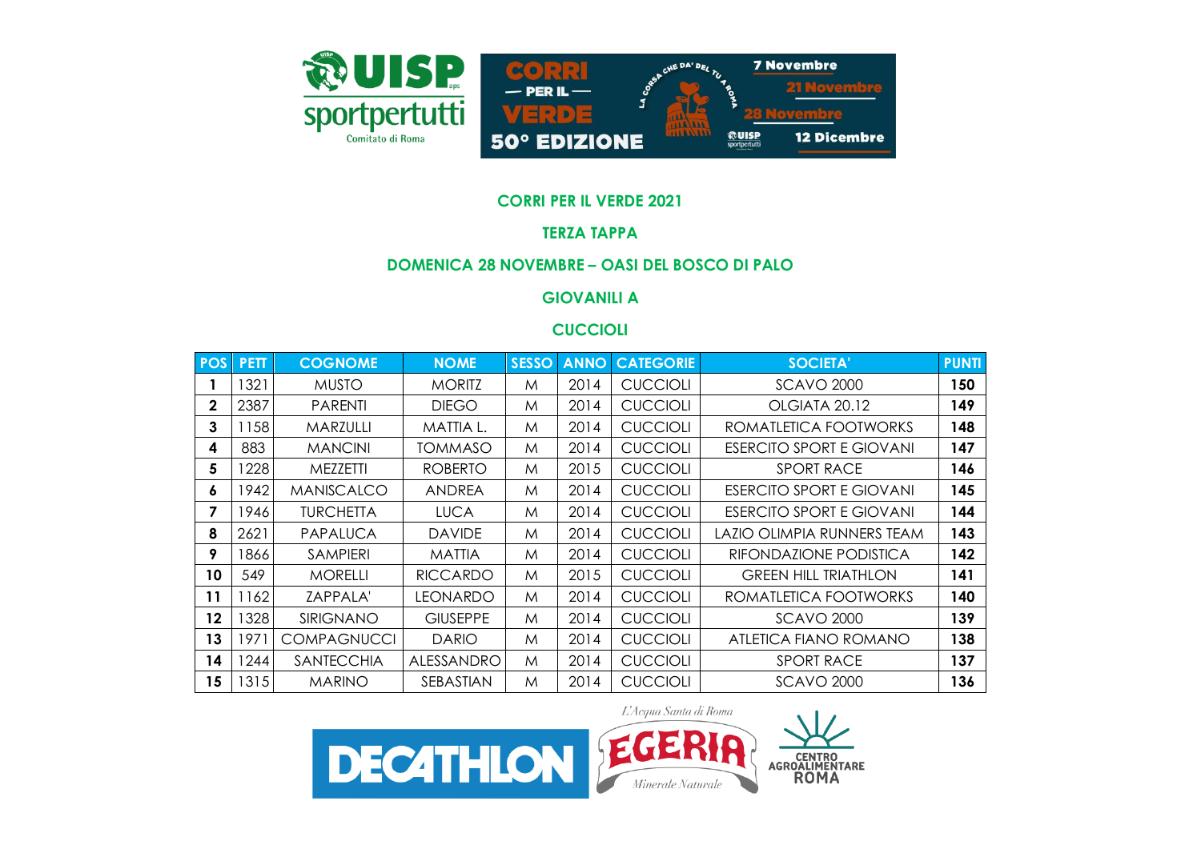## CORRI PER IL VERDE 2021

### TERZA TAPPA

### DOMENICA 28 NOVEMBRE – OASI DEL BOSCO DI PALO

### GIOVANILI A

### CUCCIOLI

| POS | PETT | COGNOME | NOME | SESSO | ANNO | CATEGORIE | SOCIETA' | PUNTI |
|---|---|---|---|---|---|---|---|---|
| **1** | 1321 | MUSTO | MORITZ | M | 2014 | CUCCIOLI | SCAVO 2000 | **150** |
| **2** | 2387 | PARENTI | DIEGO | M | 2014 | CUCCIOLI | OLGIATA 20.12 | **149** |
| **3** | 1158 | MARZULLI | MATTIA L. | M | 2014 | CUCCIOLI | ROMATLETICA FOOTWORKS | **148** |
| **4** | 883 | MANCINI | TOMMASO | M | 2014 | CUCCIOLI | ESERCITO SPORT E GIOVANI | **147** |
| **5** | 1228 | MEZZETTI | ROBERTO | M | 2015 | CUCCIOLI | SPORT RACE | **146** |
| **6** | 1942 | MANISCALCO | ANDREA | M | 2014 | CUCCIOLI | ESERCITO SPORT E GIOVANI | **145** |
| **7** | 1946 | TURCHETTA | LUCA | M | 2014 | CUCCIOLI | ESERCITO SPORT E GIOVANI | **144** |
| **8** | 2621 | PAPALUCA | DAVIDE | M | 2014 | CUCCIOLI | LAZIO OLIMPIA RUNNERS TEAM | **143** |
| **9** | 1866 | SAMPIERI | MATTIA | M | 2014 | CUCCIOLI | RIFONDAZIONE PODISTICA | **142** |
| **10** | 549 | MORELLI | RICCARDO | M | 2015 | CUCCIOLI | GREEN HILL TRIATHLON | **141** |
| **11** | 1162 | ZAPPALA' | LEONARDO | M | 2014 | CUCCIOLI | ROMATLETICA FOOTWORKS | **140** |
| **12** | 1328 | SIRIGNANO | GIUSEPPE | M | 2014 | CUCCIOLI | SCAVO 2000 | **139** |
| **13** | 1971 | COMPAGNUCCI | DARIO | M | 2014 | CUCCIOLI | ATLETICA FIANO ROMANO | **138** |
| **14** | 1244 | SANTECCHIA | ALESSANDRO | M | 2014 | CUCCIOLI | SPORT RACE | **137** |
| **15** | 1315 | MARINO | SEBASTIAN | M | 2014 | CUCCIOLI | SCAVO 2000 | **136** |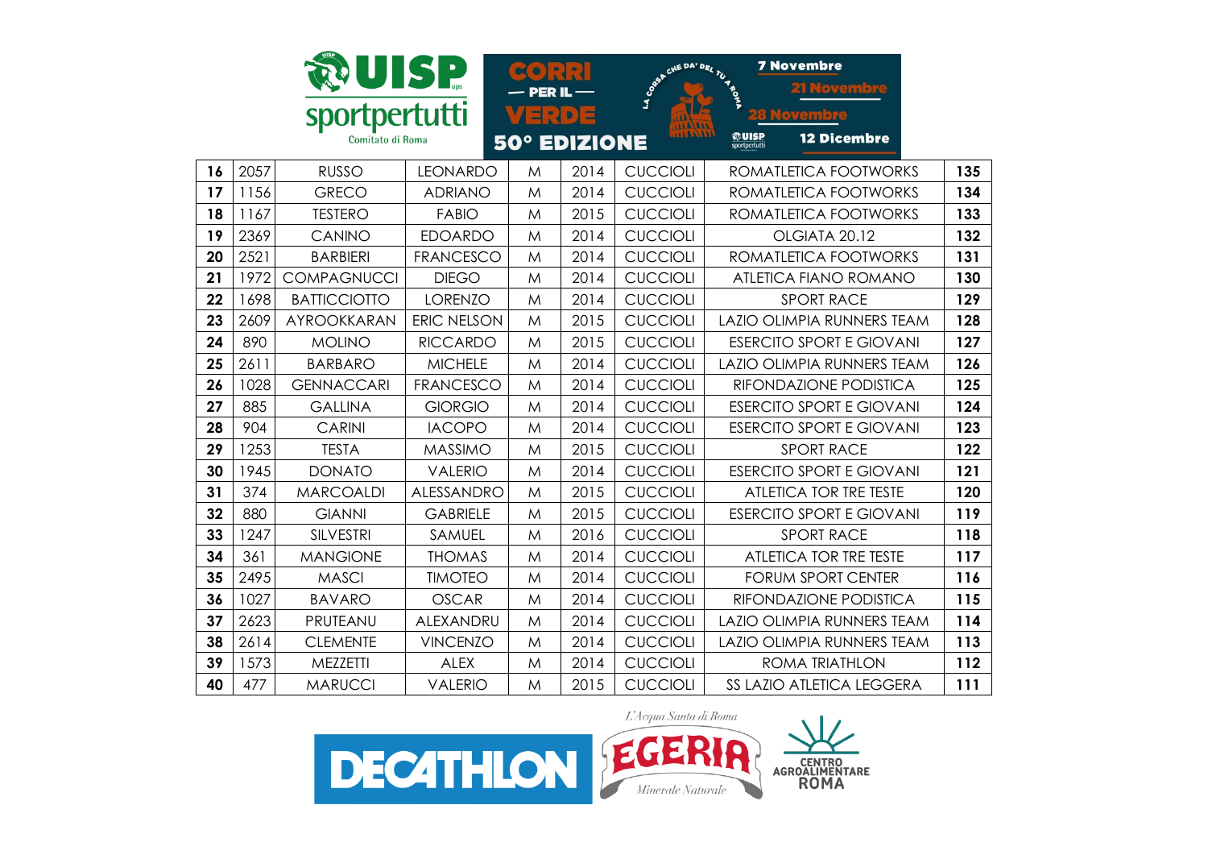| 16 | 2057 | RUSSO | LEONARDO | M | 2014 | CUCCIOLI | ROMATLETICA FOOTWORKS | 135 |
|---|---|---|---|---|---|---|---|---|
| 17 | 1156 | GRECO | ADRIANO | M | 2014 | CUCCIOLI | ROMATLETICA FOOTWORKS | 134 |
| 18 | 1167 | TESTERO | FABIO | M | 2015 | CUCCIOLI | ROMATLETICA FOOTWORKS | 133 |
| 19 | 2369 | CANINO | EDOARDO | M | 2014 | CUCCIOLI | OLGIATA 20.12 | 132 |
| 20 | 2521 | BARBIERI | FRANCESCO | M | 2014 | CUCCIOLI | ROMATLETICA FOOTWORKS | 131 |
| 21 | 1972 | COMPAGNUCCI | DIEGO | M | 2014 | CUCCIOLI | ATLETICA FIANO ROMANO | 130 |
| 22 | 1698 | BATTICCIOTTO | LORENZO | M | 2014 | CUCCIOLI | SPORT RACE | 129 |
| 23 | 2609 | AYROOKKARAN | ERIC NELSON | M | 2015 | CUCCIOLI | LAZIO OLIMPIA RUNNERS TEAM | 128 |
| 24 | 890 | MOLINO | RICCARDO | M | 2015 | CUCCIOLI | ESERCITO SPORT E GIOVANI | 127 |
| 25 | 2611 | BARBARO | MICHELE | M | 2014 | CUCCIOLI | LAZIO OLIMPIA RUNNERS TEAM | 126 |
| 26 | 1028 | GENNACCARI | FRANCESCO | M | 2014 | CUCCIOLI | RIFONDAZIONE PODISTICA | 125 |
| 27 | 885 | GALLINA | GIORGIO | M | 2014 | CUCCIOLI | ESERCITO SPORT E GIOVANI | 124 |
| 28 | 904 | CARINI | IACOPO | M | 2014 | CUCCIOLI | ESERCITO SPORT E GIOVANI | 123 |
| 29 | 1253 | TESTA | MASSIMO | M | 2015 | CUCCIOLI | SPORT RACE | 122 |
| 30 | 1945 | DONATO | VALERIO | M | 2014 | CUCCIOLI | ESERCITO SPORT E GIOVANI | 121 |
| 31 | 374 | MARCOALDI | ALESSANDRO | M | 2015 | CUCCIOLI | ATLETICA TOR TRE TESTE | 120 |
| 32 | 880 | GIANNI | GABRIELE | M | 2015 | CUCCIOLI | ESERCITO SPORT E GIOVANI | 119 |
| 33 | 1247 | SILVESTRI | SAMUEL | M | 2016 | CUCCIOLI | SPORT RACE | 118 |
| 34 | 361 | MANGIONE | THOMAS | M | 2014 | CUCCIOLI | ATLETICA TOR TRE TESTE | 117 |
| 35 | 2495 | MASCI | TIMOTEO | M | 2014 | CUCCIOLI | FORUM SPORT CENTER | 116 |
| 36 | 1027 | BAVARO | OSCAR | M | 2014 | CUCCIOLI | RIFONDAZIONE PODISTICA | 115 |
| 37 | 2623 | PRUTEANU | ALEXANDRU | M | 2014 | CUCCIOLI | LAZIO OLIMPIA RUNNERS TEAM | 114 |
| 38 | 2614 | CLEMENTE | VINCENZO | M | 2014 | CUCCIOLI | LAZIO OLIMPIA RUNNERS TEAM | 113 |
| 39 | 1573 | MEZZETTI | ALEX | M | 2014 | CUCCIOLI | ROMA TRIATHLON | 112 |
| 40 | 477 | MARUCCI | VALERIO | M | 2015 | CUCCIOLI | SS LAZIO ATLETICA LEGGERA | 111 |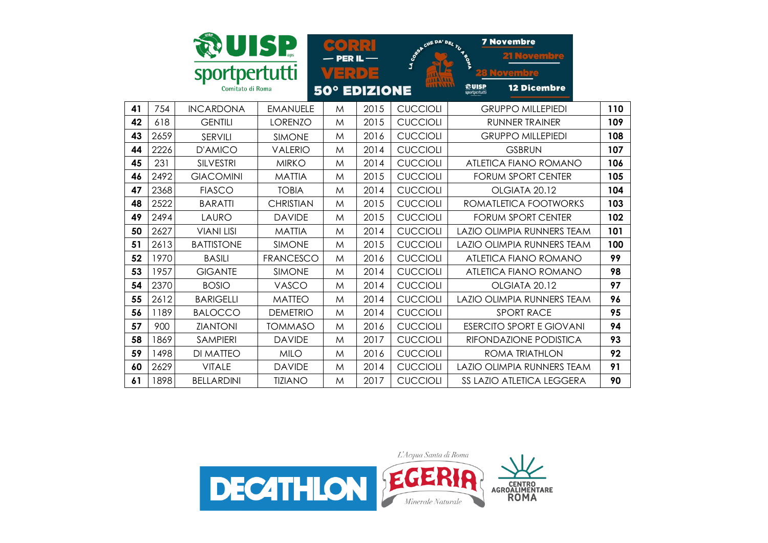| 41 | 754 | INCARDONA | EMANUELE | M | 2015 | CUCCIOLI | GRUPPO MILLEPIEDI | 110 |
|---|---|---|---|---|---|---|---|---|
| 42 | 618 | GENTILI | LORENZO | M | 2015 | CUCCIOLI | RUNNER TRAINER | 109 |
| 43 | 2659 | SERVILI | SIMONE | M | 2016 | CUCCIOLI | GRUPPO MILLEPIEDI | 108 |
| 44 | 2226 | D'AMICO | VALERIO | M | 2014 | CUCCIOLI | GSBRUN | 107 |
| 45 | 231 | SILVESTRI | MIRKO | M | 2014 | CUCCIOLI | ATLETICA FIANO ROMANO | 106 |
| 46 | 2492 | GIACOMINI | MATTIA | M | 2015 | CUCCIOLI | FORUM SPORT CENTER | 105 |
| 47 | 2368 | FIASCO | TOBIA | M | 2014 | CUCCIOLI | OLGIATA 20.12 | 104 |
| 48 | 2522 | BARATTI | CHRISTIAN | M | 2015 | CUCCIOLI | ROMATLETICA FOOTWORKS | 103 |
| 49 | 2494 | LAURO | DAVIDE | M | 2015 | CUCCIOLI | FORUM SPORT CENTER | 102 |
| 50 | 2627 | VIANI LISI | MATTIA | M | 2014 | CUCCIOLI | LAZIO OLIMPIA RUNNERS TEAM | 101 |
| 51 | 2613 | BATTISTONE | SIMONE | M | 2015 | CUCCIOLI | LAZIO OLIMPIA RUNNERS TEAM | 100 |
| 52 | 1970 | BASILI | FRANCESCO | M | 2016 | CUCCIOLI | ATLETICA FIANO ROMANO | 99 |
| 53 | 1957 | GIGANTE | SIMONE | M | 2014 | CUCCIOLI | ATLETICA FIANO ROMANO | 98 |
| 54 | 2370 | BOSIO | VASCO | M | 2014 | CUCCIOLI | OLGIATA 20.12 | 97 |
| 55 | 2612 | BARIGELLI | MATTEO | M | 2014 | CUCCIOLI | LAZIO OLIMPIA RUNNERS TEAM | 96 |
| 56 | 1189 | BALOCCO | DEMETRIO | M | 2014 | CUCCIOLI | SPORT RACE | 95 |
| 57 | 900 | ZIANTONI | TOMMASO | M | 2016 | CUCCIOLI | ESERCITO SPORT E GIOVANI | 94 |
| 58 | 1869 | SAMPIERI | DAVIDE | M | 2017 | CUCCIOLI | RIFONDAZIONE PODISTICA | 93 |
| 59 | 1498 | DI MATTEO | MILO | M | 2016 | CUCCIOLI | ROMA TRIATHLON | 92 |
| 60 | 2629 | VITALE | DAVIDE | M | 2014 | CUCCIOLI | LAZIO OLIMPIA RUNNERS TEAM | 91 |
| 61 | 1898 | BELLARDINI | TIZIANO | M | 2017 | CUCCIOLI | SS LAZIO ATLETICA LEGGERA | 90 |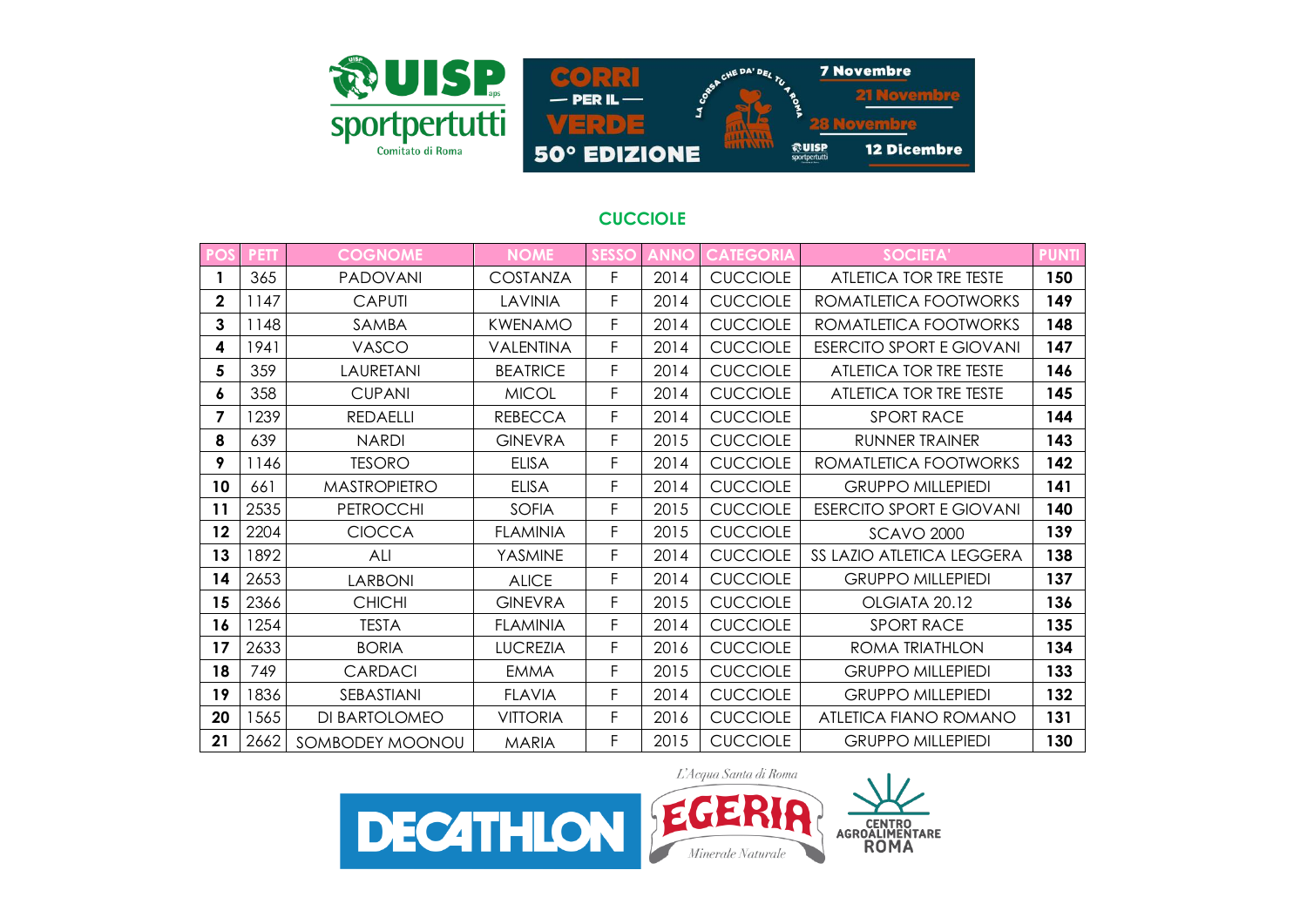## CUCCIOLE

| POS | PETT | COGNOME | NOME | SESSO | ANNO | CATEGORIA | SOCIETA' | PUNTI |
|---|---|---|---|---|---|---|---|---|
| **1** | 365 | PADOVANI | COSTANZA | F | 2014 | CUCCIOLE | ATLETICA TOR TRE TESTE | **150** |
| **2** | 1147 | CAPUTI | LAVINIA | F | 2014 | CUCCIOLE | ROMATLETICA FOOTWORKS | **149** |
| **3** | 1148 | SAMBA | KWENAMO | F | 2014 | CUCCIOLE | ROMATLETICA FOOTWORKS | **148** |
| **4** | 1941 | VASCO | VALENTINA | F | 2014 | CUCCIOLE | ESERCITO SPORT E GIOVANI | **147** |
| **5** | 359 | LAURETANI | BEATRICE | F | 2014 | CUCCIOLE | ATLETICA TOR TRE TESTE | **146** |
| **6** | 358 | CUPANI | MICOL | F | 2014 | CUCCIOLE | ATLETICA TOR TRE TESTE | **145** |
| **7** | 1239 | REDAELLI | REBECCA | F | 2014 | CUCCIOLE | SPORT RACE | **144** |
| **8** | 639 | NARDI | GINEVRA | F | 2015 | CUCCIOLE | RUNNER TRAINER | **143** |
| **9** | 1146 | TESORO | ELISA | F | 2014 | CUCCIOLE | ROMATLETICA FOOTWORKS | **142** |
| **10** | 661 | MASTROPIETRO | ELISA | F | 2014 | CUCCIOLE | GRUPPO MILLEPIEDI | **141** |
| **11** | 2535 | PETROCCHI | SOFIA | F | 2015 | CUCCIOLE | ESERCITO SPORT E GIOVANI | **140** |
| **12** | 2204 | CIOCCA | FLAMINIA | F | 2015 | CUCCIOLE | SCAVO 2000 | **139** |
| **13** | 1892 | ALI | YASMINE | F | 2014 | CUCCIOLE | SS LAZIO ATLETICA LEGGERA | **138** |
| **14** | 2653 | LARBONI | ALICE | F | 2014 | CUCCIOLE | GRUPPO MILLEPIEDI | **137** |
| **15** | 2366 | CHICHI | GINEVRA | F | 2015 | CUCCIOLE | OLGIATA 20.12 | **136** |
| **16** | 1254 | TESTA | FLAMINIA | F | 2014 | CUCCIOLE | SPORT RACE | **135** |
| **17** | 2633 | BORIA | LUCREZIA | F | 2016 | CUCCIOLE | ROMA TRIATHLON | **134** |
| **18** | 749 | CARDACI | EMMA | F | 2015 | CUCCIOLE | GRUPPO MILLEPIEDI | **133** |
| **19** | 1836 | SEBASTIANI | FLAVIA | F | 2014 | CUCCIOLE | GRUPPO MILLEPIEDI | **132** |
| **20** | 1565 | DI BARTOLOMEO | VITTORIA | F | 2016 | CUCCIOLE | ATLETICA FIANO ROMANO | **131** |
| **21** | 2662 | SOMBODEY MOONOU | MARIA | F | 2015 | CUCCIOLE | GRUPPO MILLEPIEDI | **130** |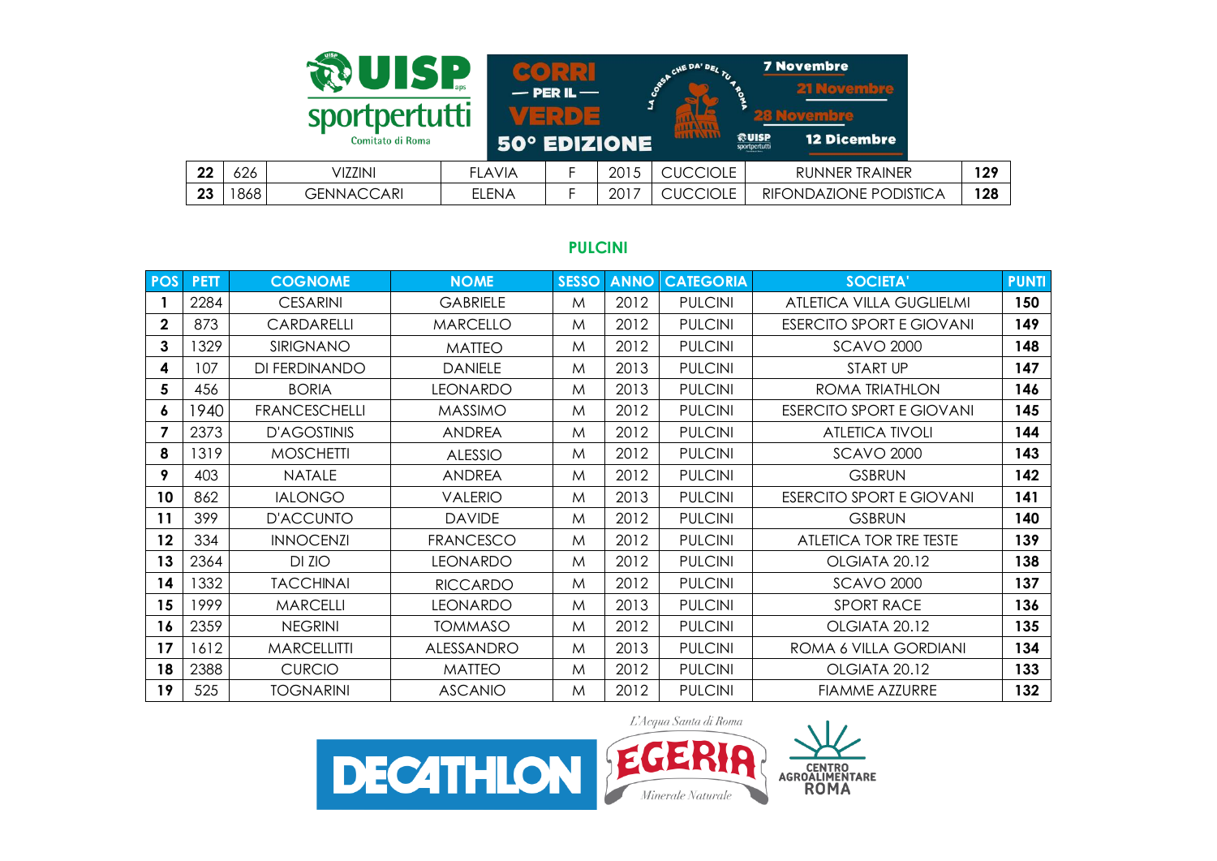| 22 | 626 | VIZZINI | FLAVIA | F | 2015 | CUCCIOLE | RUNNER TRAINER | 129 |
|---|---|---|---|---|---|---|---|---|
| 23 | 1868 | GENNACCARI | ELENA | F | 2017 | CUCCIOLE | RIFONDAZIONE PODISTICA | 128 |

## PULCINI

| POS | PETT | COGNOME | NOME | SESSO | ANNO | CATEGORIA | SOCIETA' | PUNTI |
|---|---|---|---|---|---|---|---|---|
| 1 | 2284 | CESARINI | GABRIELE | M | 2012 | PULCINI | ATLETICA VILLA GUGLIELMI | 150 |
| 2 | 873 | CARDARELLI | MARCELLO | M | 2012 | PULCINI | ESERCITO SPORT E GIOVANI | 149 |
| 3 | 1329 | SIRIGNANO | MATTEO | M | 2012 | PULCINI | SCAVO 2000 | 148 |
| 4 | 107 | DI FERDINANDO | DANIELE | M | 2013 | PULCINI | START UP | 147 |
| 5 | 456 | BORIA | LEONARDO | M | 2013 | PULCINI | ROMA TRIATHLON | 146 |
| 6 | 1940 | FRANCESCHELLI | MASSIMO | M | 2012 | PULCINI | ESERCITO SPORT E GIOVANI | 145 |
| 7 | 2373 | D'AGOSTINIS | ANDREA | M | 2012 | PULCINI | ATLETICA TIVOLI | 144 |
| 8 | 1319 | MOSCHETTI | ALESSIO | M | 2012 | PULCINI | SCAVO 2000 | 143 |
| 9 | 403 | NATALE | ANDREA | M | 2012 | PULCINI | GSBRUN | 142 |
| 10 | 862 | IALONGO | VALERIO | M | 2013 | PULCINI | ESERCITO SPORT E GIOVANI | 141 |
| 11 | 399 | D'ACCUNTO | DAVIDE | M | 2012 | PULCINI | GSBRUN | 140 |
| 12 | 334 | INNOCENZI | FRANCESCO | M | 2012 | PULCINI | ATLETICA TOR TRE TESTE | 139 |
| 13 | 2364 | DI ZIO | LEONARDO | M | 2012 | PULCINI | OLGIATA 20.12 | 138 |
| 14 | 1332 | TACCHINAI | RICCARDO | M | 2012 | PULCINI | SCAVO 2000 | 137 |
| 15 | 1999 | MARCELLI | LEONARDO | M | 2013 | PULCINI | SPORT RACE | 136 |
| 16 | 2359 | NEGRINI | TOMMASO | M | 2012 | PULCINI | OLGIATA 20.12 | 135 |
| 17 | 1612 | MARCELLITTI | ALESSANDRO | M | 2013 | PULCINI | ROMA 6 VILLA GORDIANI | 134 |
| 18 | 2388 | CURCIO | MATTEO | M | 2012 | PULCINI | OLGIATA 20.12 | 133 |
| 19 | 525 | TOGNARINI | ASCANIO | M | 2012 | PULCINI | FIAMME AZZURRE | 132 |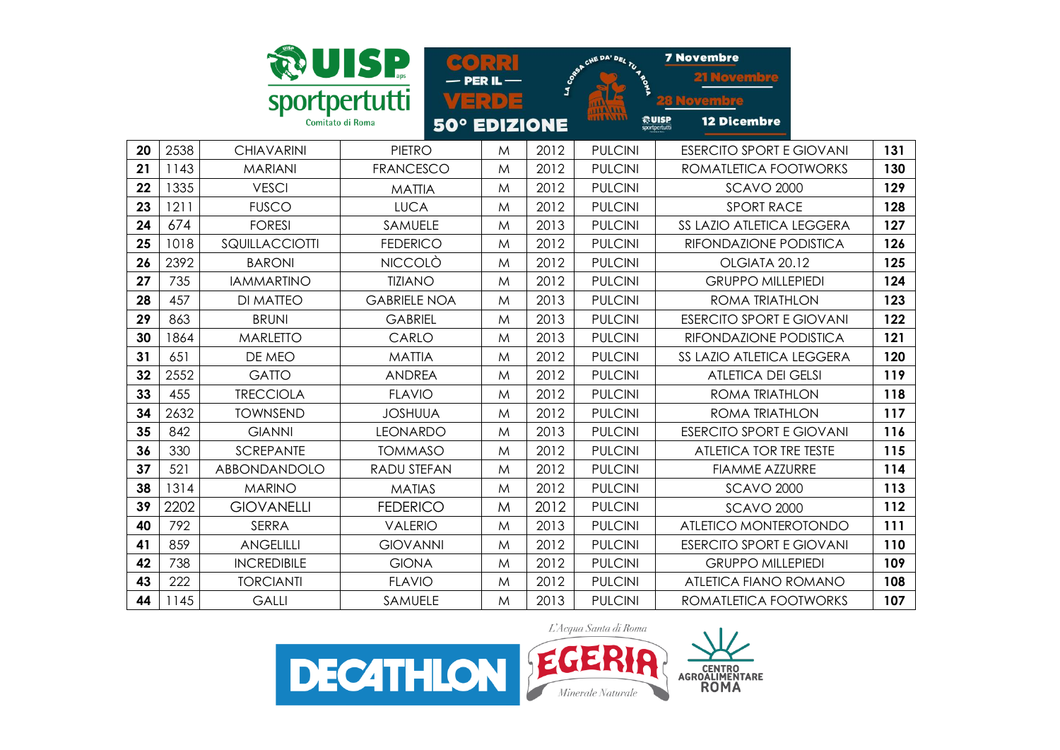| 20 | 2538 | CHIAVARINI | PIETRO | M | 2012 | PULCINI | ESERCITO SPORT E GIOVANI | 131 |
|---|---|---|---|---|---|---|---|---|
| 21 | 1143 | MARIANI | FRANCESCO | M | 2012 | PULCINI | ROMATLETICA FOOTWORKS | 130 |
| 22 | 1335 | VESCI | MATTIA | M | 2012 | PULCINI | SCAVO 2000 | 129 |
| 23 | 1211 | FUSCO | LUCA | M | 2012 | PULCINI | SPORT RACE | 128 |
| 24 | 674 | FORESI | SAMUELE | M | 2013 | PULCINI | SS LAZIO ATLETICA LEGGERA | 127 |
| 25 | 1018 | SQUILLACCIOTTI | FEDERICO | M | 2012 | PULCINI | RIFONDAZIONE PODISTICA | 126 |
| 26 | 2392 | BARONI | NICCOLÒ | M | 2012 | PULCINI | OLGIATA 20.12 | 125 |
| 27 | 735 | IAMMARTINO | TIZIANO | M | 2012 | PULCINI | GRUPPO MILLEPIEDI | 124 |
| 28 | 457 | DI MATTEO | GABRIELE NOA | M | 2013 | PULCINI | ROMA TRIATHLON | 123 |
| 29 | 863 | BRUNI | GABRIEL | M | 2013 | PULCINI | ESERCITO SPORT E GIOVANI | 122 |
| 30 | 1864 | MARLETTO | CARLO | M | 2013 | PULCINI | RIFONDAZIONE PODISTICA | 121 |
| 31 | 651 | DE MEO | MATTIA | M | 2012 | PULCINI | SS LAZIO ATLETICA LEGGERA | 120 |
| 32 | 2552 | GATTO | ANDREA | M | 2012 | PULCINI | ATLETICA DEI GELSI | 119 |
| 33 | 455 | TRECCIOLA | FLAVIO | M | 2012 | PULCINI | ROMA TRIATHLON | 118 |
| 34 | 2632 | TOWNSEND | JOSHUUA | M | 2012 | PULCINI | ROMA TRIATHLON | 117 |
| 35 | 842 | GIANNI | LEONARDO | M | 2013 | PULCINI | ESERCITO SPORT E GIOVANI | 116 |
| 36 | 330 | SCREPANTE | TOMMASO | M | 2012 | PULCINI | ATLETICA TOR TRE TESTE | 115 |
| 37 | 521 | ABBONDANDOLO | RADU STEFAN | M | 2012 | PULCINI | FIAMME AZZURRE | 114 |
| 38 | 1314 | MARINO | MATIAS | M | 2012 | PULCINI | SCAVO 2000 | 113 |
| 39 | 2202 | GIOVANELLI | FEDERICO | M | 2012 | PULCINI | SCAVO 2000 | 112 |
| 40 | 792 | SERRA | VALERIO | M | 2013 | PULCINI | ATLETICO MONTEROTONDO | 111 |
| 41 | 859 | ANGELILLI | GIOVANNI | M | 2012 | PULCINI | ESERCITO SPORT E GIOVANI | 110 |
| 42 | 738 | INCREDIBILE | GIONA | M | 2012 | PULCINI | GRUPPO MILLEPIEDI | 109 |
| 43 | 222 | TORCIANTI | FLAVIO | M | 2012 | PULCINI | ATLETICA FIANO ROMANO | 108 |
| 44 | 1145 | GALLI | SAMUELE | M | 2013 | PULCINI | ROMATLETICA FOOTWORKS | 107 |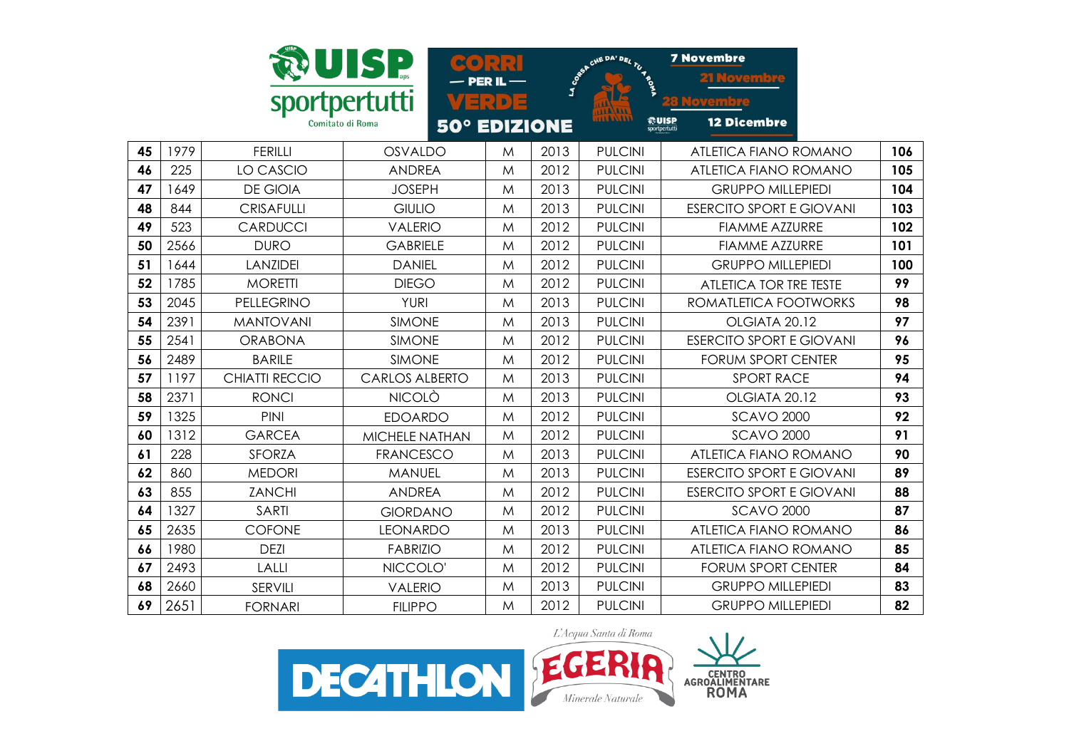| 45 | 1979 | FERILLI | OSVALDO | M | 2013 | PULCINI | ATLETICA FIANO ROMANO | 106 |
|---|---|---|---|---|---|---|---|---|
| 46 | 225 | LO CASCIO | ANDREA | M | 2012 | PULCINI | ATLETICA FIANO ROMANO | 105 |
| 47 | 1649 | DE GIOIA | JOSEPH | M | 2013 | PULCINI | GRUPPO MILLEPIEDI | 104 |
| 48 | 844 | CRISAFULLI | GIULIO | M | 2013 | PULCINI | ESERCITO SPORT E GIOVANI | 103 |
| 49 | 523 | CARDUCCI | VALERIO | M | 2012 | PULCINI | FIAMME AZZURRE | 102 |
| 50 | 2566 | DURO | GABRIELE | M | 2012 | PULCINI | FIAMME AZZURRE | 101 |
| 51 | 1644 | LANZIDEI | DANIEL | M | 2012 | PULCINI | GRUPPO MILLEPIEDI | 100 |
| 52 | 1785 | MORETTI | DIEGO | M | 2012 | PULCINI | ATLETICA TOR TRE TESTE | 99 |
| 53 | 2045 | PELLEGRINO | YURI | M | 2013 | PULCINI | ROMATLETICA FOOTWORKS | 98 |
| 54 | 2391 | MANTOVANI | SIMONE | M | 2013 | PULCINI | OLGIATA 20.12 | 97 |
| 55 | 2541 | ORABONA | SIMONE | M | 2012 | PULCINI | ESERCITO SPORT E GIOVANI | 96 |
| 56 | 2489 | BARILE | SIMONE | M | 2012 | PULCINI | FORUM SPORT CENTER | 95 |
| 57 | 1197 | CHIATTI RECCIO | CARLOS ALBERTO | M | 2013 | PULCINI | SPORT RACE | 94 |
| 58 | 2371 | RONCI | NICOLÒ | M | 2013 | PULCINI | OLGIATA 20.12 | 93 |
| 59 | 1325 | PINI | EDOARDO | M | 2012 | PULCINI | SCAVO 2000 | 92 |
| 60 | 1312 | GARCEA | MICHELE NATHAN | M | 2012 | PULCINI | SCAVO 2000 | 91 |
| 61 | 228 | SFORZA | FRANCESCO | M | 2013 | PULCINI | ATLETICA FIANO ROMANO | 90 |
| 62 | 860 | MEDORI | MANUEL | M | 2013 | PULCINI | ESERCITO SPORT E GIOVANI | 89 |
| 63 | 855 | ZANCHI | ANDREA | M | 2012 | PULCINI | ESERCITO SPORT E GIOVANI | 88 |
| 64 | 1327 | SARTI | GIORDANO | M | 2012 | PULCINI | SCAVO 2000 | 87 |
| 65 | 2635 | COFONE | LEONARDO | M | 2013 | PULCINI | ATLETICA FIANO ROMANO | 86 |
| 66 | 1980 | DEZI | FABRIZIO | M | 2012 | PULCINI | ATLETICA FIANO ROMANO | 85 |
| 67 | 2493 | LALLI | NICCOLO' | M | 2012 | PULCINI | FORUM SPORT CENTER | 84 |
| 68 | 2660 | SERVILI | VALERIO | M | 2013 | PULCINI | GRUPPO MILLEPIEDI | 83 |
| 69 | 2651 | FORNARI | FILIPPO | M | 2012 | PULCINI | GRUPPO MILLEPIEDI | 82 |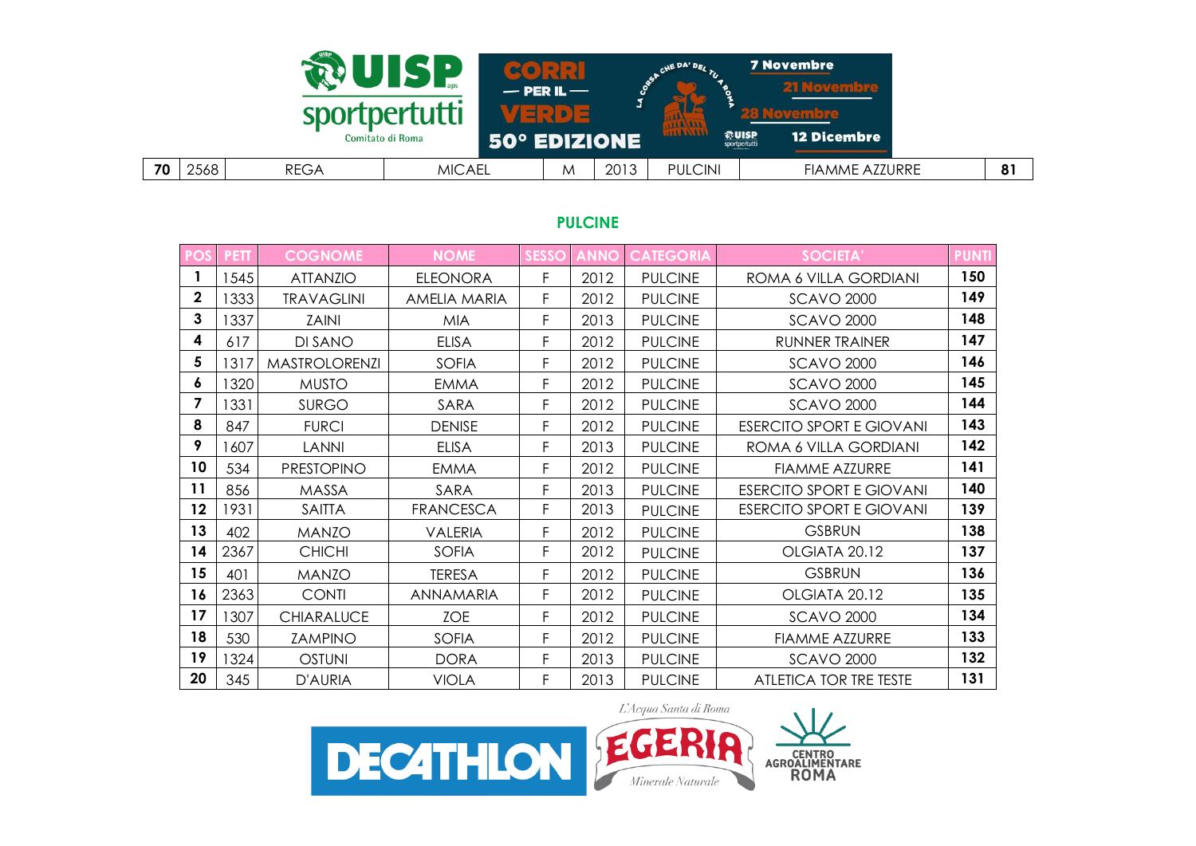| 70 | 2568 | REGA | MICAEL | M | 2013 | PULCINI | FIAMME AZZURRE | 81 |
|---|---|---|---|---|---|---|---|---|

## PULCINE

| POS | PETT | COGNOME | NOME | SESSO | ANNO | CATEGORIA | SOCIETA' | PUNTI |
|---|---|---|---|---|---|---|---|---|
| 1 | 1545 | ATTANZIO | ELEONORA | F | 2012 | PULCINE | ROMA 6 VILLA GORDIANI | 150 |
| 2 | 1333 | TRAVAGLINI | AMELIA MARIA | F | 2012 | PULCINE | SCAVO 2000 | 149 |
| 3 | 1337 | ZAINI | MIA | F | 2013 | PULCINE | SCAVO 2000 | 148 |
| 4 | 617 | DI SANO | ELISA | F | 2012 | PULCINE | RUNNER TRAINER | 147 |
| 5 | 1317 | MASTROLORENZI | SOFIA | F | 2012 | PULCINE | SCAVO 2000 | 146 |
| 6 | 1320 | MUSTO | EMMA | F | 2012 | PULCINE | SCAVO 2000 | 145 |
| 7 | 1331 | SURGO | SARA | F | 2012 | PULCINE | SCAVO 2000 | 144 |
| 8 | 847 | FURCI | DENISE | F | 2012 | PULCINE | ESERCITO SPORT E GIOVANI | 143 |
| 9 | 1607 | LANNI | ELISA | F | 2013 | PULCINE | ROMA 6 VILLA GORDIANI | 142 |
| 10 | 534 | PRESTOPINO | EMMA | F | 2012 | PULCINE | FIAMME AZZURRE | 141 |
| 11 | 856 | MASSA | SARA | F | 2013 | PULCINE | ESERCITO SPORT E GIOVANI | 140 |
| 12 | 1931 | SAITTA | FRANCESCA | F | 2013 | PULCINE | ESERCITO SPORT E GIOVANI | 139 |
| 13 | 402 | MANZO | VALERIA | F | 2012 | PULCINE | GSBRUN | 138 |
| 14 | 2367 | CHICHI | SOFIA | F | 2012 | PULCINE | OLGIATA 20.12 | 137 |
| 15 | 401 | MANZO | TERESA | F | 2012 | PULCINE | GSBRUN | 136 |
| 16 | 2363 | CONTI | ANNAMARIA | F | 2012 | PULCINE | OLGIATA 20.12 | 135 |
| 17 | 1307 | CHIARALUCE | ZOE | F | 2012 | PULCINE | SCAVO 2000 | 134 |
| 18 | 530 | ZAMPINO | SOFIA | F | 2012 | PULCINE | FIAMME AZZURRE | 133 |
| 19 | 1324 | OSTUNI | DORA | F | 2013 | PULCINE | SCAVO 2000 | 132 |
| 20 | 345 | D'AURIA | VIOLA | F | 2013 | PULCINE | ATLETICA TOR TRE TESTE | 131 |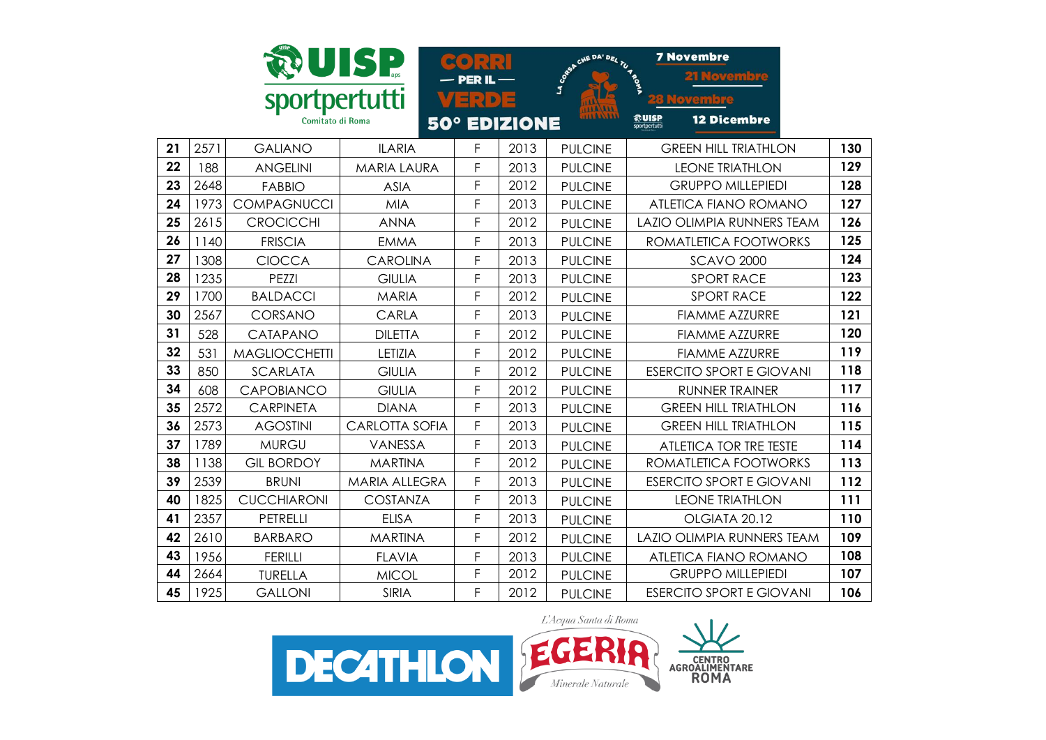| 21 | 2571 | GALIANO | ILARIA | F | 2013 | PULCINE | GREEN HILL TRIATHLON | 130 |
|---|---|---|---|---|---|---|---|---|
| 22 | 188 | ANGELINI | MARIA LAURA | F | 2013 | PULCINE | LEONE TRIATHLON | 129 |
| 23 | 2648 | FABBIO | ASIA | F | 2012 | PULCINE | GRUPPO MILLEPIEDI | 128 |
| 24 | 1973 | COMPAGNUCCI | MIA | F | 2013 | PULCINE | ATLETICA FIANO ROMANO | 127 |
| 25 | 2615 | CROCICCHI | ANNA | F | 2012 | PULCINE | LAZIO OLIMPIA RUNNERS TEAM | 126 |
| 26 | 1140 | FRISCIA | EMMA | F | 2013 | PULCINE | ROMATLETICA FOOTWORKS | 125 |
| 27 | 1308 | CIOCCA | CAROLINA | F | 2013 | PULCINE | SCAVO 2000 | 124 |
| 28 | 1235 | PEZZI | GIULIA | F | 2013 | PULCINE | SPORT RACE | 123 |
| 29 | 1700 | BALDACCI | MARIA | F | 2012 | PULCINE | SPORT RACE | 122 |
| 30 | 2567 | CORSANO | CARLA | F | 2013 | PULCINE | FIAMME AZZURRE | 121 |
| 31 | 528 | CATAPANO | DILETTA | F | 2012 | PULCINE | FIAMME AZZURRE | 120 |
| 32 | 531 | MAGLIOCCHETTI | LETIZIA | F | 2012 | PULCINE | FIAMME AZZURRE | 119 |
| 33 | 850 | SCARLATA | GIULIA | F | 2012 | PULCINE | ESERCITO SPORT E GIOVANI | 118 |
| 34 | 608 | CAPOBIANCO | GIULIA | F | 2012 | PULCINE | RUNNER TRAINER | 117 |
| 35 | 2572 | CARPINETA | DIANA | F | 2013 | PULCINE | GREEN HILL TRIATHLON | 116 |
| 36 | 2573 | AGOSTINI | CARLOTTA SOFIA | F | 2013 | PULCINE | GREEN HILL TRIATHLON | 115 |
| 37 | 1789 | MURGU | VANESSA | F | 2013 | PULCINE | ATLETICA TOR TRE TESTE | 114 |
| 38 | 1138 | GIL BORDOY | MARTINA | F | 2012 | PULCINE | ROMATLETICA FOOTWORKS | 113 |
| 39 | 2539 | BRUNI | MARIA ALLEGRA | F | 2013 | PULCINE | ESERCITO SPORT E GIOVANI | 112 |
| 40 | 1825 | CUCCHIARONI | COSTANZA | F | 2013 | PULCINE | LEONE TRIATHLON | 111 |
| 41 | 2357 | PETRELLI | ELISA | F | 2013 | PULCINE | OLGIATA 20.12 | 110 |
| 42 | 2610 | BARBARO | MARTINA | F | 2012 | PULCINE | LAZIO OLIMPIA RUNNERS TEAM | 109 |
| 43 | 1956 | FERILLI | FLAVIA | F | 2013 | PULCINE | ATLETICA FIANO ROMANO | 108 |
| 44 | 2664 | TURELLA | MICOL | F | 2012 | PULCINE | GRUPPO MILLEPIEDI | 107 |
| 45 | 1925 | GALLONI | SIRIA | F | 2012 | PULCINE | ESERCITO SPORT E GIOVANI | 106 |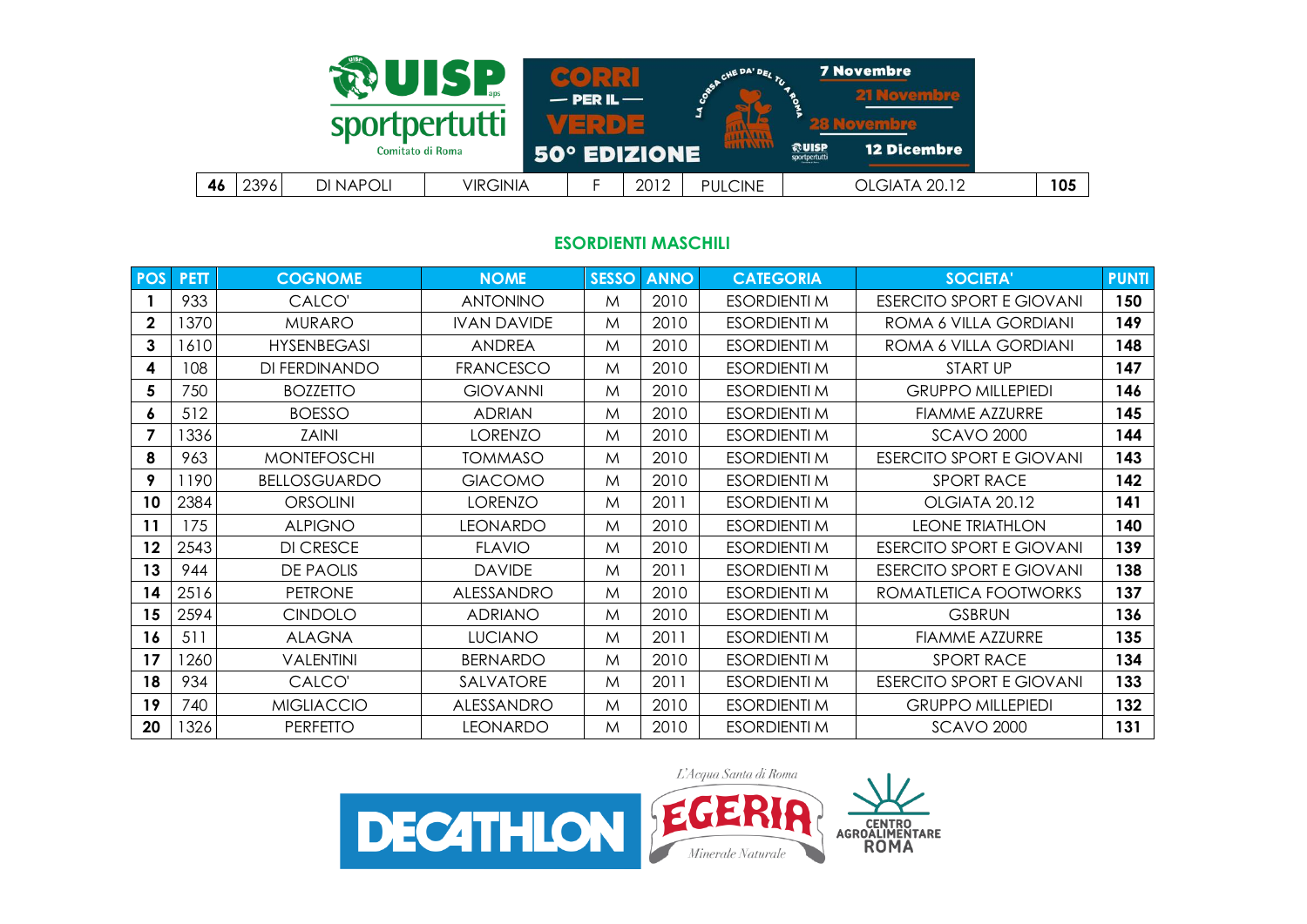| 46 | 2396 | DI NAPOLI | VIRGINIA | F | 2012 | PULCINE | OLGIATA 20.12 | 105 |
|---|---|---|---|---|---|---|---|---|

## ESORDIENTI MASCHILI

| POS | PETT | COGNOME | NOME | SESSO | ANNO | CATEGORIA | SOCIETA' | PUNTI |
|---|---|---|---|---|---|---|---|---|
| 1 | 933 | CALCO' | ANTONINO | M | 2010 | ESORDIENTI M | ESERCITO SPORT E GIOVANI | 150 |
| 2 | 1370 | MURARO | IVAN DAVIDE | M | 2010 | ESORDIENTI M | ROMA 6 VILLA GORDIANI | 149 |
| 3 | 1610 | HYSENBEGASI | ANDREA | M | 2010 | ESORDIENTI M | ROMA 6 VILLA GORDIANI | 148 |
| 4 | 108 | DI FERDINANDO | FRANCESCO | M | 2010 | ESORDIENTI M | START UP | 147 |
| 5 | 750 | BOZZETTO | GIOVANNI | M | 2010 | ESORDIENTI M | GRUPPO MILLEPIEDI | 146 |
| 6 | 512 | BOESSO | ADRIAN | M | 2010 | ESORDIENTI M | FIAMME AZZURRE | 145 |
| 7 | 1336 | ZAINI | LORENZO | M | 2010 | ESORDIENTI M | SCAVO 2000 | 144 |
| 8 | 963 | MONTEFOSCHI | TOMMASO | M | 2010 | ESORDIENTI M | ESERCITO SPORT E GIOVANI | 143 |
| 9 | 1190 | BELLOSGUARDO | GIACOMO | M | 2010 | ESORDIENTI M | SPORT RACE | 142 |
| 10 | 2384 | ORSOLINI | LORENZO | M | 2011 | ESORDIENTI M | OLGIATA 20.12 | 141 |
| 11 | 175 | ALPIGNO | LEONARDO | M | 2010 | ESORDIENTI M | LEONE TRIATHLON | 140 |
| 12 | 2543 | DI CRESCE | FLAVIO | M | 2010 | ESORDIENTI M | ESERCITO SPORT E GIOVANI | 139 |
| 13 | 944 | DE PAOLIS | DAVIDE | M | 2011 | ESORDIENTI M | ESERCITO SPORT E GIOVANI | 138 |
| 14 | 2516 | PETRONE | ALESSANDRO | M | 2010 | ESORDIENTI M | ROMATLETICA FOOTWORKS | 137 |
| 15 | 2594 | CINDOLO | ADRIANO | M | 2010 | ESORDIENTI M | GSBRUN | 136 |
| 16 | 511 | ALAGNA | LUCIANO | M | 2011 | ESORDIENTI M | FIAMME AZZURRE | 135 |
| 17 | 1260 | VALENTINI | BERNARDO | M | 2010 | ESORDIENTI M | SPORT RACE | 134 |
| 18 | 934 | CALCO' | SALVATORE | M | 2011 | ESORDIENTI M | ESERCITO SPORT E GIOVANI | 133 |
| 19 | 740 | MIGLIACCIO | ALESSANDRO | M | 2010 | ESORDIENTI M | GRUPPO MILLEPIEDI | 132 |
| 20 | 1326 | PERFETTO | LEONARDO | M | 2010 | ESORDIENTI M | SCAVO 2000 | 131 |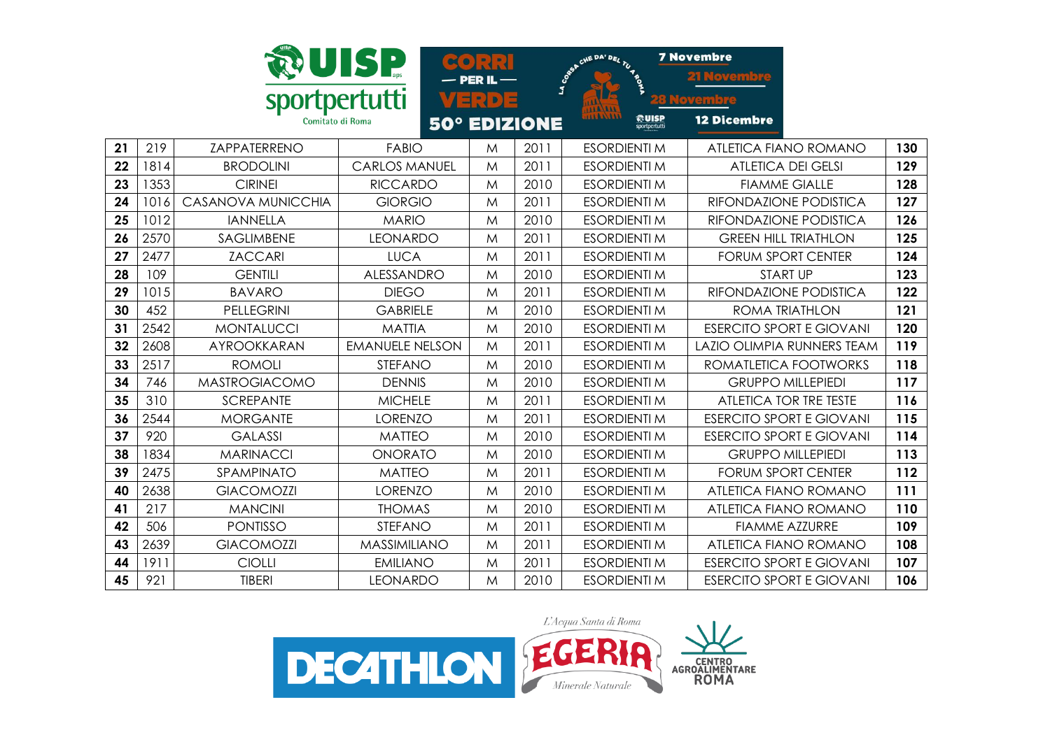| 21 | 219 | ZAPPATERRENO | FABIO | M | 2011 | ESORDIENTI M | ATLETICA FIANO ROMANO | 130 |
|---|---|---|---|---|---|---|---|---|
| 22 | 1814 | BRODOLINI | CARLOS MANUEL | M | 2011 | ESORDIENTI M | ATLETICA DEI GELSI | 129 |
| 23 | 1353 | CIRINEI | RICCARDO | M | 2010 | ESORDIENTI M | FIAMME GIALLE | 128 |
| 24 | 1016 | CASANOVA MUNICCHIA | GIORGIO | M | 2011 | ESORDIENTI M | RIFONDAZIONE PODISTICA | 127 |
| 25 | 1012 | IANNELLA | MARIO | M | 2010 | ESORDIENTI M | RIFONDAZIONE PODISTICA | 126 |
| 26 | 2570 | SAGLIMBENE | LEONARDO | M | 2011 | ESORDIENTI M | GREEN HILL TRIATHLON | 125 |
| 27 | 2477 | ZACCARI | LUCA | M | 2011 | ESORDIENTI M | FORUM SPORT CENTER | 124 |
| 28 | 109 | GENTILI | ALESSANDRO | M | 2010 | ESORDIENTI M | START UP | 123 |
| 29 | 1015 | BAVARO | DIEGO | M | 2011 | ESORDIENTI M | RIFONDAZIONE PODISTICA | 122 |
| 30 | 452 | PELLEGRINI | GABRIELE | M | 2010 | ESORDIENTI M | ROMA TRIATHLON | 121 |
| 31 | 2542 | MONTALUCCI | MATTIA | M | 2010 | ESORDIENTI M | ESERCITO SPORT E GIOVANI | 120 |
| 32 | 2608 | AYROOKKARAN | EMANUELE NELSON | M | 2011 | ESORDIENTI M | LAZIO OLIMPIA RUNNERS TEAM | 119 |
| 33 | 2517 | ROMOLI | STEFANO | M | 2010 | ESORDIENTI M | ROMATLETICA FOOTWORKS | 118 |
| 34 | 746 | MASTROGIACOMO | DENNIS | M | 2010 | ESORDIENTI M | GRUPPO MILLEPIEDI | 117 |
| 35 | 310 | SCREPANTE | MICHELE | M | 2011 | ESORDIENTI M | ATLETICA TOR TRE TESTE | 116 |
| 36 | 2544 | MORGANTE | LORENZO | M | 2011 | ESORDIENTI M | ESERCITO SPORT E GIOVANI | 115 |
| 37 | 920 | GALASSI | MATTEO | M | 2010 | ESORDIENTI M | ESERCITO SPORT E GIOVANI | 114 |
| 38 | 1834 | MARINACCI | ONORATO | M | 2010 | ESORDIENTI M | GRUPPO MILLEPIEDI | 113 |
| 39 | 2475 | SPAMPINATO | MATTEO | M | 2011 | ESORDIENTI M | FORUM SPORT CENTER | 112 |
| 40 | 2638 | GIACOMOZZI | LORENZO | M | 2010 | ESORDIENTI M | ATLETICA FIANO ROMANO | 111 |
| 41 | 217 | MANCINI | THOMAS | M | 2010 | ESORDIENTI M | ATLETICA FIANO ROMANO | 110 |
| 42 | 506 | PONTISSO | STEFANO | M | 2011 | ESORDIENTI M | FIAMME AZZURRE | 109 |
| 43 | 2639 | GIACOMOZZI | MASSIMILIANO | M | 2011 | ESORDIENTI M | ATLETICA FIANO ROMANO | 108 |
| 44 | 1911 | CIOLLI | EMILIANO | M | 2011 | ESORDIENTI M | ESERCITO SPORT E GIOVANI | 107 |
| 45 | 921 | TIBERI | LEONARDO | M | 2010 | ESORDIENTI M | ESERCITO SPORT E GIOVANI | 106 |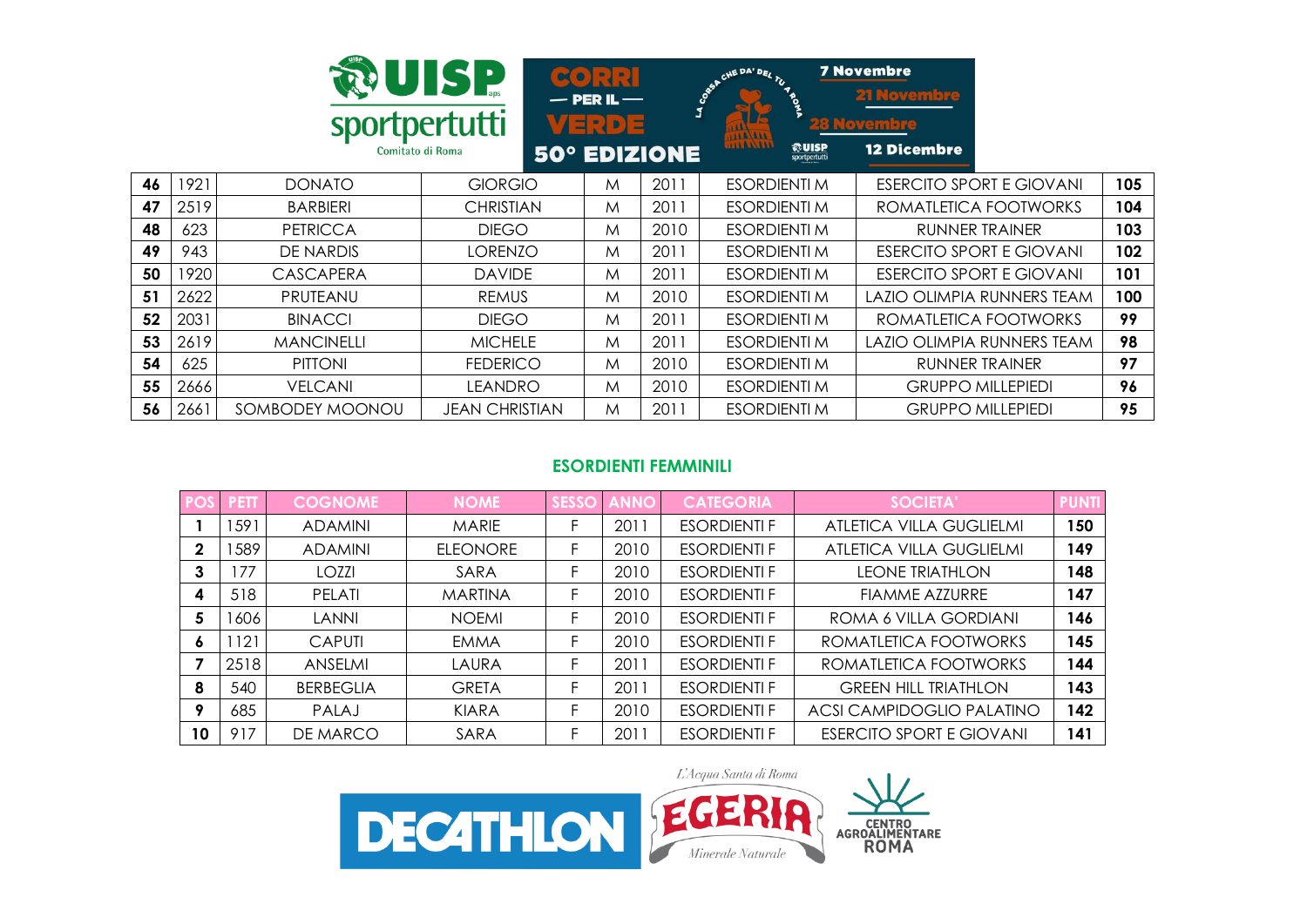| 46 | 1921 | DONATO | GIORGIO | M | 2011 | ESORDIENTI M | ESERCITO SPORT E GIOVANI | 105 |
|---|---|---|---|---|---|---|---|---|
| 47 | 2519 | BARBIERI | CHRISTIAN | M | 2011 | ESORDIENTI M | ROMATLETICA FOOTWORKS | 104 |
| 48 | 623 | PETRICCA | DIEGO | M | 2010 | ESORDIENTI M | RUNNER TRAINER | 103 |
| 49 | 943 | DE NARDIS | LORENZO | M | 2011 | ESORDIENTI M | ESERCITO SPORT E GIOVANI | 102 |
| 50 | 1920 | CASCAPERA | DAVIDE | M | 2011 | ESORDIENTI M | ESERCITO SPORT E GIOVANI | 101 |
| 51 | 2622 | PRUTEANU | REMUS | M | 2010 | ESORDIENTI M | LAZIO OLIMPIA RUNNERS TEAM | 100 |
| 52 | 2031 | BINACCI | DIEGO | M | 2011 | ESORDIENTI M | ROMATLETICA FOOTWORKS | 99 |
| 53 | 2619 | MANCINELLI | MICHELE | M | 2011 | ESORDIENTI M | LAZIO OLIMPIA RUNNERS TEAM | 98 |
| 54 | 625 | PITTONI | FEDERICO | M | 2010 | ESORDIENTI M | RUNNER TRAINER | 97 |
| 55 | 2666 | VELCANI | LEANDRO | M | 2010 | ESORDIENTI M | GRUPPO MILLEPIEDI | 96 |
| 56 | 2661 | SOMBODEY MOONOU | JEAN CHRISTIAN | M | 2011 | ESORDIENTI M | GRUPPO MILLEPIEDI | 95 |

## ESORDIENTI FEMMINILI

| POS | PETT | COGNOME | NOME | SESSO | ANNO | CATEGORIA | SOCIETA' | PUNTI |
|---|---|---|---|---|---|---|---|---|
| 1 | 1591 | ADAMINI | MARIE | F | 2011 | ESORDIENTI F | ATLETICA VILLA GUGLIELMI | 150 |
| 2 | 1589 | ADAMINI | ELEONORE | F | 2010 | ESORDIENTI F | ATLETICA VILLA GUGLIELMI | 149 |
| 3 | 177 | LOZZI | SARA | F | 2010 | ESORDIENTI F | LEONE TRIATHLON | 148 |
| 4 | 518 | PELATI | MARTINA | F | 2010 | ESORDIENTI F | FIAMME AZZURRE | 147 |
| 5 | 1606 | LANNI | NOEMI | F | 2010 | ESORDIENTI F | ROMA 6 VILLA GORDIANI | 146 |
| 6 | 1121 | CAPUTI | EMMA | F | 2010 | ESORDIENTI F | ROMATLETICA FOOTWORKS | 145 |
| 7 | 2518 | ANSELMI | LAURA | F | 2011 | ESORDIENTI F | ROMATLETICA FOOTWORKS | 144 |
| 8 | 540 | BERBEGLIA | GRETA | F | 2011 | ESORDIENTI F | GREEN HILL TRIATHLON | 143 |
| 9 | 685 | PALAJ | KIARA | F | 2010 | ESORDIENTI F | ACSI CAMPIDOGLIO PALATINO | 142 |
| 10 | 917 | DE MARCO | SARA | F | 2011 | ESORDIENTI F | ESERCITO SPORT E GIOVANI | 141 |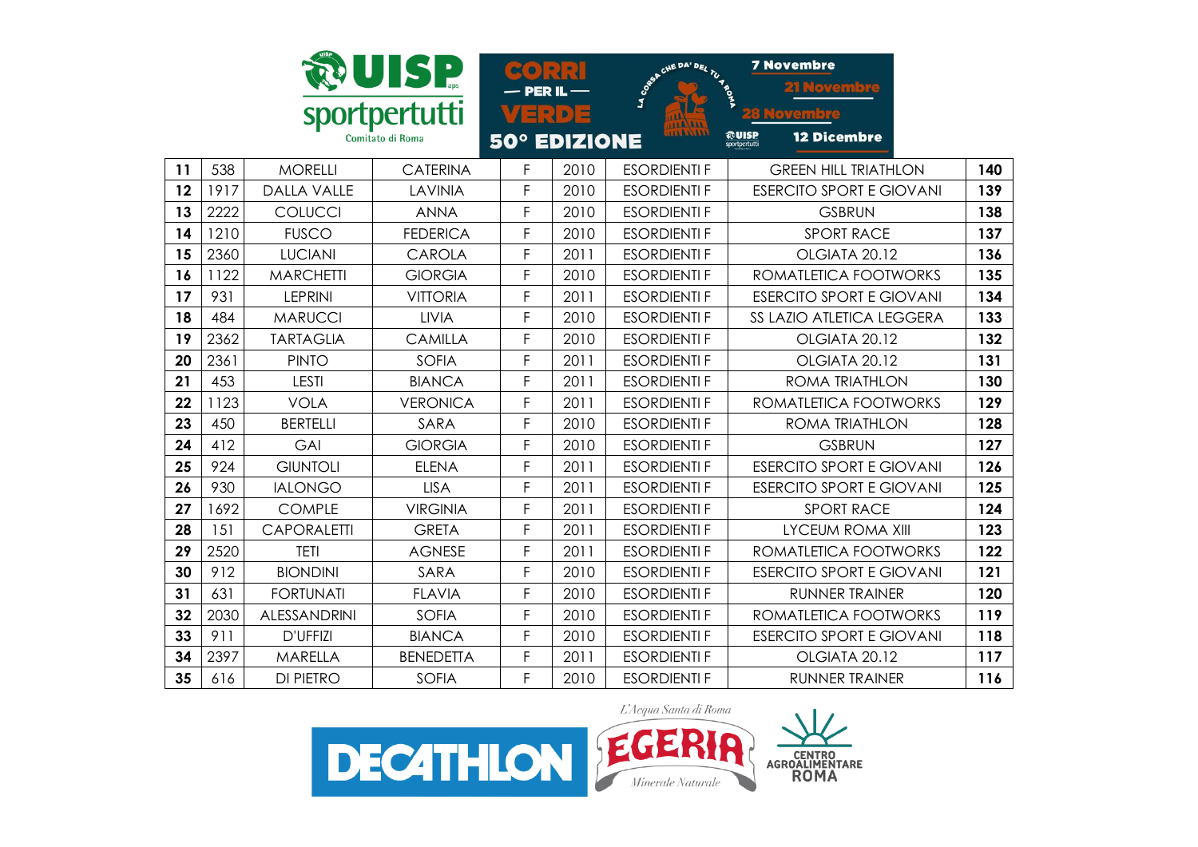| 11 | 538 | MORELLI | CATERINA | F | 2010 | ESORDIENTI F | GREEN HILL TRIATHLON | 140 |
|---|---|---|---|---|---|---|---|---|
| 12 | 1917 | DALLA VALLE | LAVINIA | F | 2010 | ESORDIENTI F | ESERCITO SPORT E GIOVANI | 139 |
| 13 | 2222 | COLUCCI | ANNA | F | 2010 | ESORDIENTI F | GSBRUN | 138 |
| 14 | 1210 | FUSCO | FEDERICA | F | 2010 | ESORDIENTI F | SPORT RACE | 137 |
| 15 | 2360 | LUCIANI | CAROLA | F | 2011 | ESORDIENTI F | OLGIATA 20.12 | 136 |
| 16 | 1122 | MARCHETTI | GIORGIA | F | 2010 | ESORDIENTI F | ROMATLETICA FOOTWORKS | 135 |
| 17 | 931 | LEPRINI | VITTORIA | F | 2011 | ESORDIENTI F | ESERCITO SPORT E GIOVANI | 134 |
| 18 | 484 | MARUCCI | LIVIA | F | 2010 | ESORDIENTI F | SS LAZIO ATLETICA LEGGERA | 133 |
| 19 | 2362 | TARTAGLIA | CAMILLA | F | 2010 | ESORDIENTI F | OLGIATA 20.12 | 132 |
| 20 | 2361 | PINTO | SOFIA | F | 2011 | ESORDIENTI F | OLGIATA 20.12 | 131 |
| 21 | 453 | LESTI | BIANCA | F | 2011 | ESORDIENTI F | ROMA TRIATHLON | 130 |
| 22 | 1123 | VOLA | VERONICA | F | 2011 | ESORDIENTI F | ROMATLETICA FOOTWORKS | 129 |
| 23 | 450 | BERTELLI | SARA | F | 2010 | ESORDIENTI F | ROMA TRIATHLON | 128 |
| 24 | 412 | GAI | GIORGIA | F | 2010 | ESORDIENTI F | GSBRUN | 127 |
| 25 | 924 | GIUNTOLI | ELENA | F | 2011 | ESORDIENTI F | ESERCITO SPORT E GIOVANI | 126 |
| 26 | 930 | IALONGO | LISA | F | 2011 | ESORDIENTI F | ESERCITO SPORT E GIOVANI | 125 |
| 27 | 1692 | COMPLE | VIRGINIA | F | 2011 | ESORDIENTI F | SPORT RACE | 124 |
| 28 | 151 | CAPORALETTI | GRETA | F | 2011 | ESORDIENTI F | LYCEUM ROMA XIII | 123 |
| 29 | 2520 | TETI | AGNESE | F | 2011 | ESORDIENTI F | ROMATLETICA FOOTWORKS | 122 |
| 30 | 912 | BIONDINI | SARA | F | 2010 | ESORDIENTI F | ESERCITO SPORT E GIOVANI | 121 |
| 31 | 631 | FORTUNATI | FLAVIA | F | 2010 | ESORDIENTI F | RUNNER TRAINER | 120 |
| 32 | 2030 | ALESSANDRINI | SOFIA | F | 2010 | ESORDIENTI F | ROMATLETICA FOOTWORKS | 119 |
| 33 | 911 | D'UFFIZI | BIANCA | F | 2010 | ESORDIENTI F | ESERCITO SPORT E GIOVANI | 118 |
| 34 | 2397 | MARELLA | BENEDETTA | F | 2011 | ESORDIENTI F | OLGIATA 20.12 | 117 |
| 35 | 616 | DI PIETRO | SOFIA | F | 2010 | ESORDIENTI F | RUNNER TRAINER | 116 |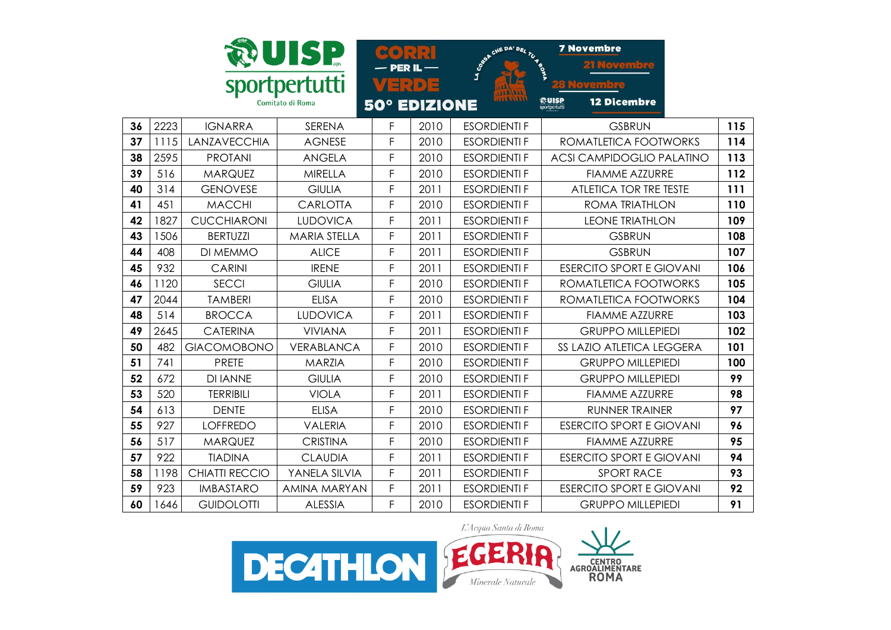| 36 | 2223 | IGNARRA | SERENA | F | 2010 | ESORDIENTI F | GSBRUN | 115 |
|---|---|---|---|---|---|---|---|---|
| 37 | 1115 | LANZAVECCHIA | AGNESE | F | 2010 | ESORDIENTI F | ROMATLETICA FOOTWORKS | 114 |
| 38 | 2595 | PROTANI | ANGELA | F | 2010 | ESORDIENTI F | ACSI CAMPIDOGLIO PALATINO | 113 |
| 39 | 516 | MARQUEZ | MIRELLA | F | 2010 | ESORDIENTI F | FIAMME AZZURRE | 112 |
| 40 | 314 | GENOVESE | GIULIA | F | 2011 | ESORDIENTI F | ATLETICA TOR TRE TESTE | 111 |
| 41 | 451 | MACCHI | CARLOTTA | F | 2010 | ESORDIENTI F | ROMA TRIATHLON | 110 |
| 42 | 1827 | CUCCHIARONI | LUDOVICA | F | 2011 | ESORDIENTI F | LEONE TRIATHLON | 109 |
| 43 | 1506 | BERTUZZI | MARIA STELLA | F | 2011 | ESORDIENTI F | GSBRUN | 108 |
| 44 | 408 | DI MEMMO | ALICE | F | 2011 | ESORDIENTI F | GSBRUN | 107 |
| 45 | 932 | CARINI | IRENE | F | 2011 | ESORDIENTI F | ESERCITO SPORT E GIOVANI | 106 |
| 46 | 1120 | SECCI | GIULIA | F | 2010 | ESORDIENTI F | ROMATLETICA FOOTWORKS | 105 |
| 47 | 2044 | TAMBERI | ELISA | F | 2010 | ESORDIENTI F | ROMATLETICA FOOTWORKS | 104 |
| 48 | 514 | BROCCA | LUDOVICA | F | 2011 | ESORDIENTI F | FIAMME AZZURRE | 103 |
| 49 | 2645 | CATERINA | VIVIANA | F | 2011 | ESORDIENTI F | GRUPPO MILLEPIEDI | 102 |
| 50 | 482 | GIACOMOBONO | VERABLANCA | F | 2010 | ESORDIENTI F | SS LAZIO ATLETICA LEGGERA | 101 |
| 51 | 741 | PRETE | MARZIA | F | 2010 | ESORDIENTI F | GRUPPO MILLEPIEDI | 100 |
| 52 | 672 | DI IANNE | GIULIA | F | 2010 | ESORDIENTI F | GRUPPO MILLEPIEDI | 99 |
| 53 | 520 | TERRIBILI | VIOLA | F | 2011 | ESORDIENTI F | FIAMME AZZURRE | 98 |
| 54 | 613 | DENTE | ELISA | F | 2010 | ESORDIENTI F | RUNNER TRAINER | 97 |
| 55 | 927 | LOFFREDO | VALERIA | F | 2010 | ESORDIENTI F | ESERCITO SPORT E GIOVANI | 96 |
| 56 | 517 | MARQUEZ | CRISTINA | F | 2010 | ESORDIENTI F | FIAMME AZZURRE | 95 |
| 57 | 922 | TIADINA | CLAUDIA | F | 2011 | ESORDIENTI F | ESERCITO SPORT E GIOVANI | 94 |
| 58 | 1198 | CHIATTI RECCIO | YANELA SILVIA | F | 2011 | ESORDIENTI F | SPORT RACE | 93 |
| 59 | 923 | IMBASTARO | AMINA MARYAN | F | 2011 | ESORDIENTI F | ESERCITO SPORT E GIOVANI | 92 |
| 60 | 1646 | GUIDOLOTTI | ALESSIA | F | 2010 | ESORDIENTI F | GRUPPO MILLEPIEDI | 91 |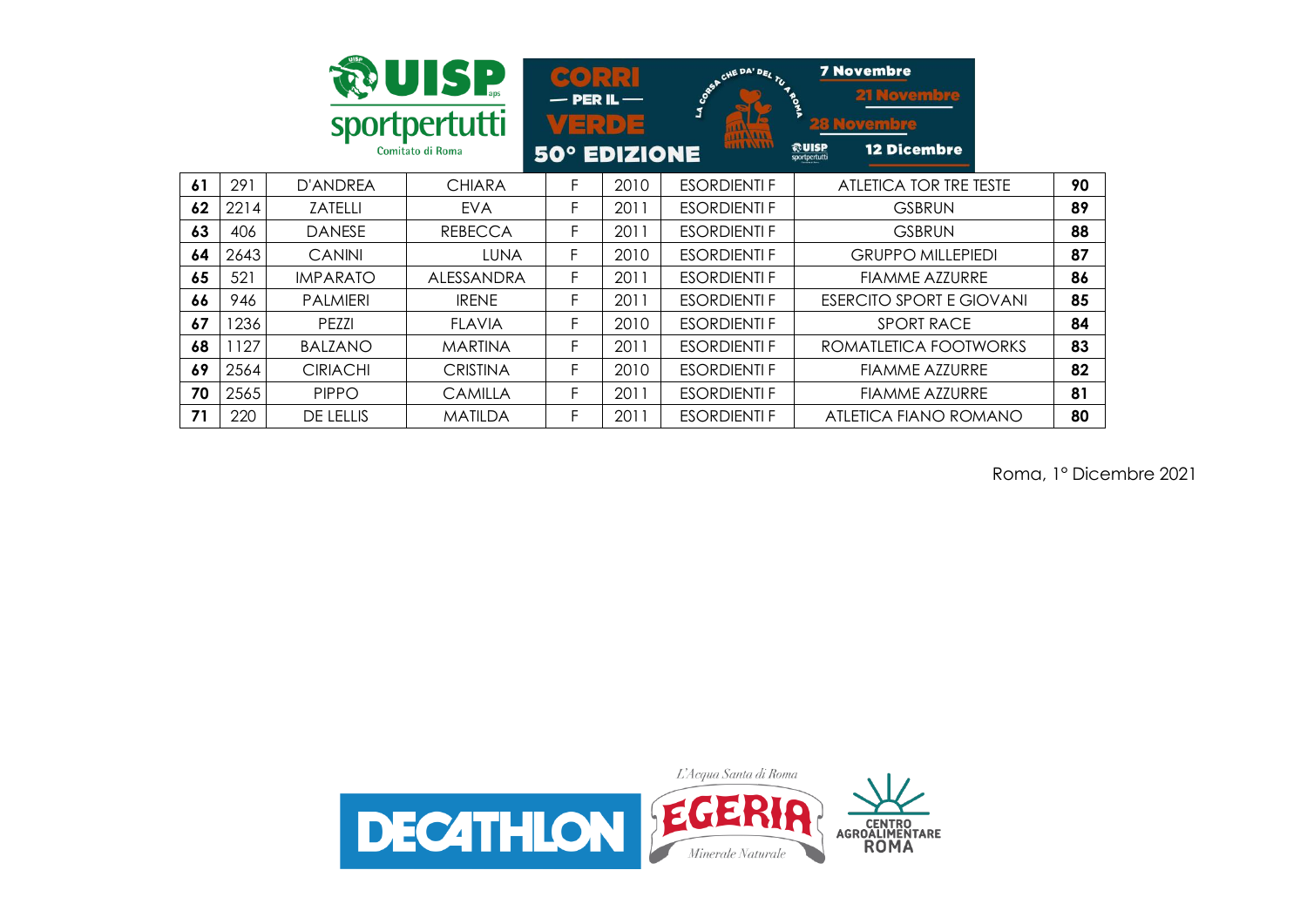| | | | | | | | | |
|---|---|---|---|---|---|---|---|---|
| **61** | 291 | D'ANDREA | CHIARA | F | 2010 | ESORDIENTI F | ATLETICA TOR TRE TESTE | **90** |
| **62** | 2214 | ZATELLI | EVA | F | 2011 | ESORDIENTI F | GSBRUN | **89** |
| **63** | 406 | DANESE | REBECCA | F | 2011 | ESORDIENTI F | GSBRUN | **88** |
| **64** | 2643 | CANINI | LUNA | F | 2010 | ESORDIENTI F | GRUPPO MILLEPIEDI | **87** |
| **65** | 521 | IMPARATO | ALESSANDRA | F | 2011 | ESORDIENTI F | FIAMME AZZURRE | **86** |
| **66** | 946 | PALMIERI | IRENE | F | 2011 | ESORDIENTI F | ESERCITO SPORT E GIOVANI | **85** |
| **67** | 1236 | PEZZI | FLAVIA | F | 2010 | ESORDIENTI F | SPORT RACE | **84** |
| **68** | 1127 | BALZANO | MARTINA | F | 2011 | ESORDIENTI F | ROMATLETICA FOOTWORKS | **83** |
| **69** | 2564 | CIRIACHI | CRISTINA | F | 2010 | ESORDIENTI F | FIAMME AZZURRE | **82** |
| **70** | 2565 | PIPPO | CAMILLA | F | 2011 | ESORDIENTI F | FIAMME AZZURRE | **81** |
| **71** | 220 | DE LELLIS | MATILDA | F | 2011 | ESORDIENTI F | ATLETICA FIANO ROMANO | **80** |

Roma, 1° Dicembre 2021